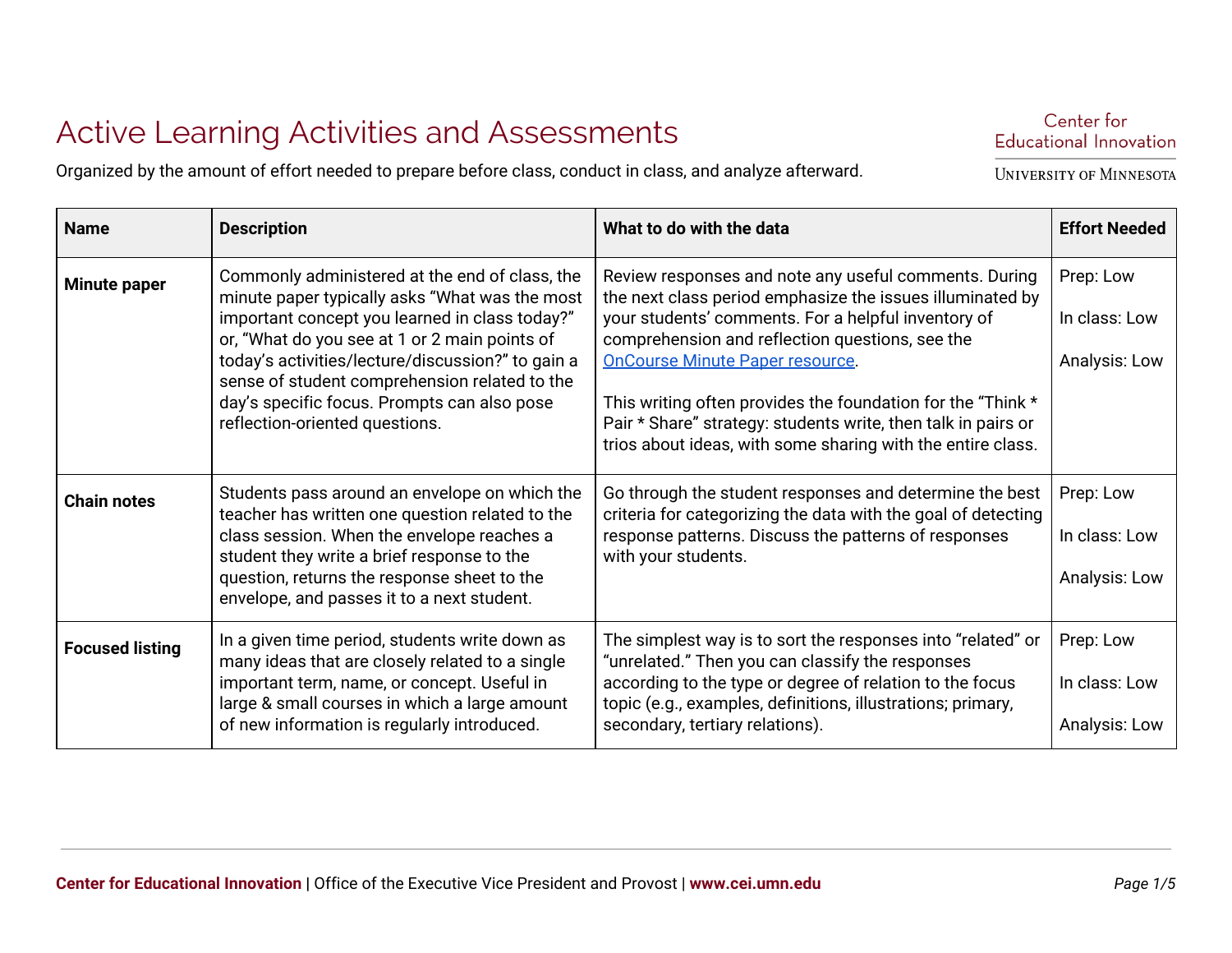# Active Learning Activities and Assessments

Organized by the amount of effort needed to prepare before class, conduct in class, and analyze afterward.

Center for Educational Innovation
University of Minnesota

| Name | Description | What to do with the data | Effort Needed |
|---|---|---|---|
| **Minute paper** | Commonly administered at the end of class, the minute paper typically asks "What was the most important concept you learned in class today?" or, "What do you see at 1 or 2 main points of today's activities/lecture/discussion?" to gain a sense of student comprehension related to the day's specific focus. Prompts can also pose reflection-oriented questions. | Review responses and note any useful comments. During the next class period emphasize the issues illuminated by your students' comments. For a helpful inventory of comprehension and reflection questions, see the OnCourse Minute Paper resource.<br><br>This writing often provides the foundation for the "Think * Pair * Share" strategy: students write, then talk in pairs or trios about ideas, with some sharing with the entire class. | Prep: Low<br><br>In class: Low<br><br>Analysis: Low |
| **Chain notes** | Students pass around an envelope on which the teacher has written one question related to the class session. When the envelope reaches a student they write a brief response to the question, returns the response sheet to the envelope, and passes it to a next student. | Go through the student responses and determine the best criteria for categorizing the data with the goal of detecting response patterns. Discuss the patterns of responses with your students. | Prep: Low<br><br>In class: Low<br><br>Analysis: Low |
| **Focused listing** | In a given time period, students write down as many ideas that are closely related to a single important term, name, or concept. Useful in large & small courses in which a large amount of new information is regularly introduced. | The simplest way is to sort the responses into "related" or "unrelated." Then you can classify the responses according to the type or degree of relation to the focus topic (e.g., examples, definitions, illustrations; primary, secondary, tertiary relations). | Prep: Low<br><br>In class: Low<br><br>Analysis: Low |

**Center for Educational Innovation** | Office of the Executive Vice President and Provost | **www.cei.umn.edu**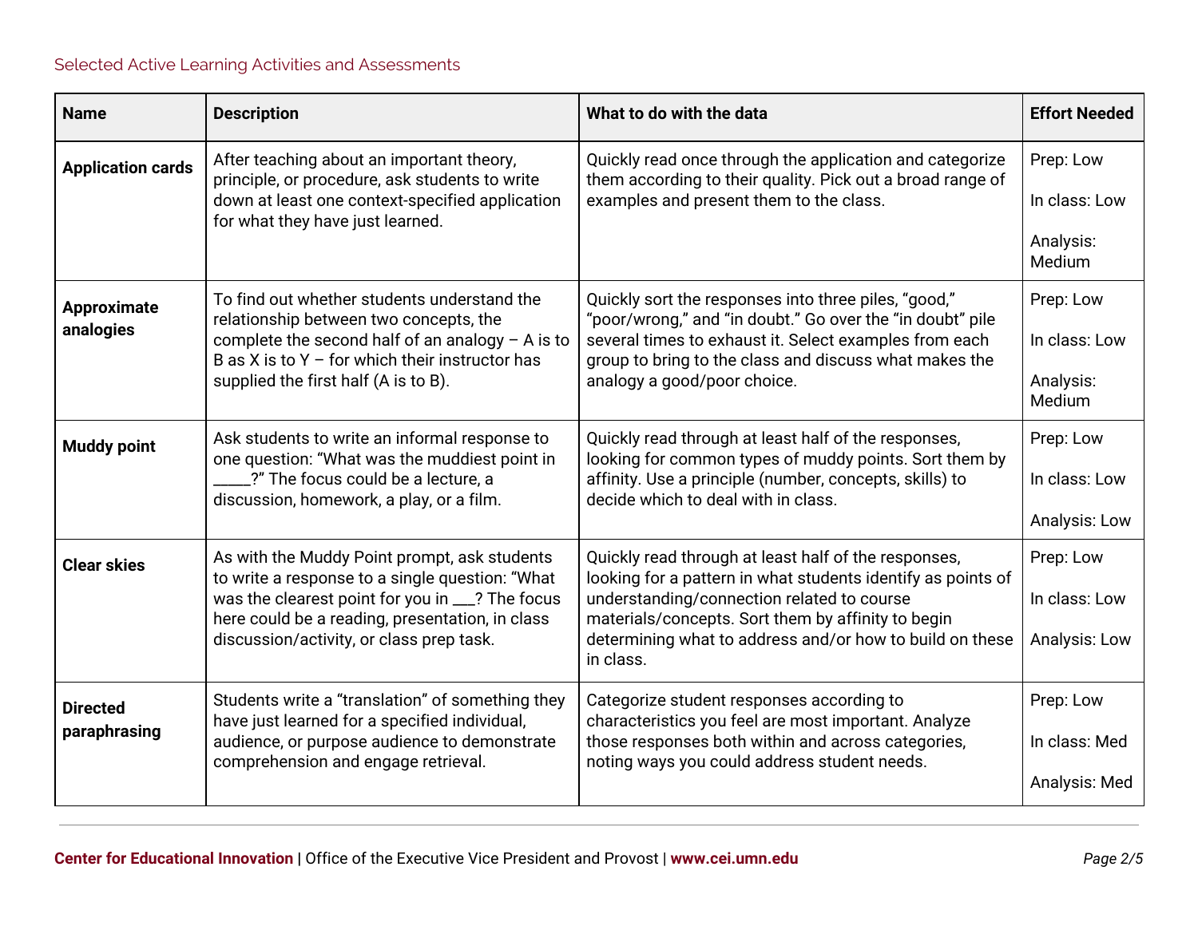Selected Active Learning Activities and Assessments

| Name | Description | What to do with the data | Effort Needed |
|---|---|---|---|
| **Application cards** | After teaching about an important theory, principle, or procedure, ask students to write down at least one context-specified application for what they have just learned. | Quickly read once through the application and categorize them according to their quality. Pick out a broad range of examples and present them to the class. | Prep: Low<br><br>In class: Low<br><br>Analysis: Medium |
| **Approximate analogies** | To find out whether students understand the relationship between two concepts, the complete the second half of an analogy – A is to B as X is to Y – for which their instructor has supplied the first half (A is to B). | Quickly sort the responses into three piles, "good," "poor/wrong," and "in doubt." Go over the "in doubt" pile several times to exhaust it. Select examples from each group to bring to the class and discuss what makes the analogy a good/poor choice. | Prep: Low<br><br>In class: Low<br><br>Analysis: Medium |
| **Muddy point** | Ask students to write an informal response to one question: "What was the muddiest point in _____?" The focus could be a lecture, a discussion, homework, a play, or a film. | Quickly read through at least half of the responses, looking for common types of muddy points. Sort them by affinity. Use a principle (number, concepts, skills) to decide which to deal with in class. | Prep: Low<br><br>In class: Low<br><br>Analysis: Low |
| **Clear skies** | As with the Muddy Point prompt, ask students to write a response to a single question: "What was the clearest point for you in ___? The focus here could be a reading, presentation, in class discussion/activity, or class prep task. | Quickly read through at least half of the responses, looking for a pattern in what students identify as points of understanding/connection related to course materials/concepts. Sort them by affinity to begin determining what to address and/or how to build on these in class. | Prep: Low<br><br>In class: Low<br><br>Analysis: Low |
| **Directed paraphrasing** | Students write a "translation" of something they have just learned for a specified individual, audience, or purpose audience to demonstrate comprehension and engage retrieval. | Categorize student responses according to characteristics you feel are most important. Analyze those responses both within and across categories, noting ways you could address student needs. | Prep: Low<br><br>In class: Med<br><br>Analysis: Med |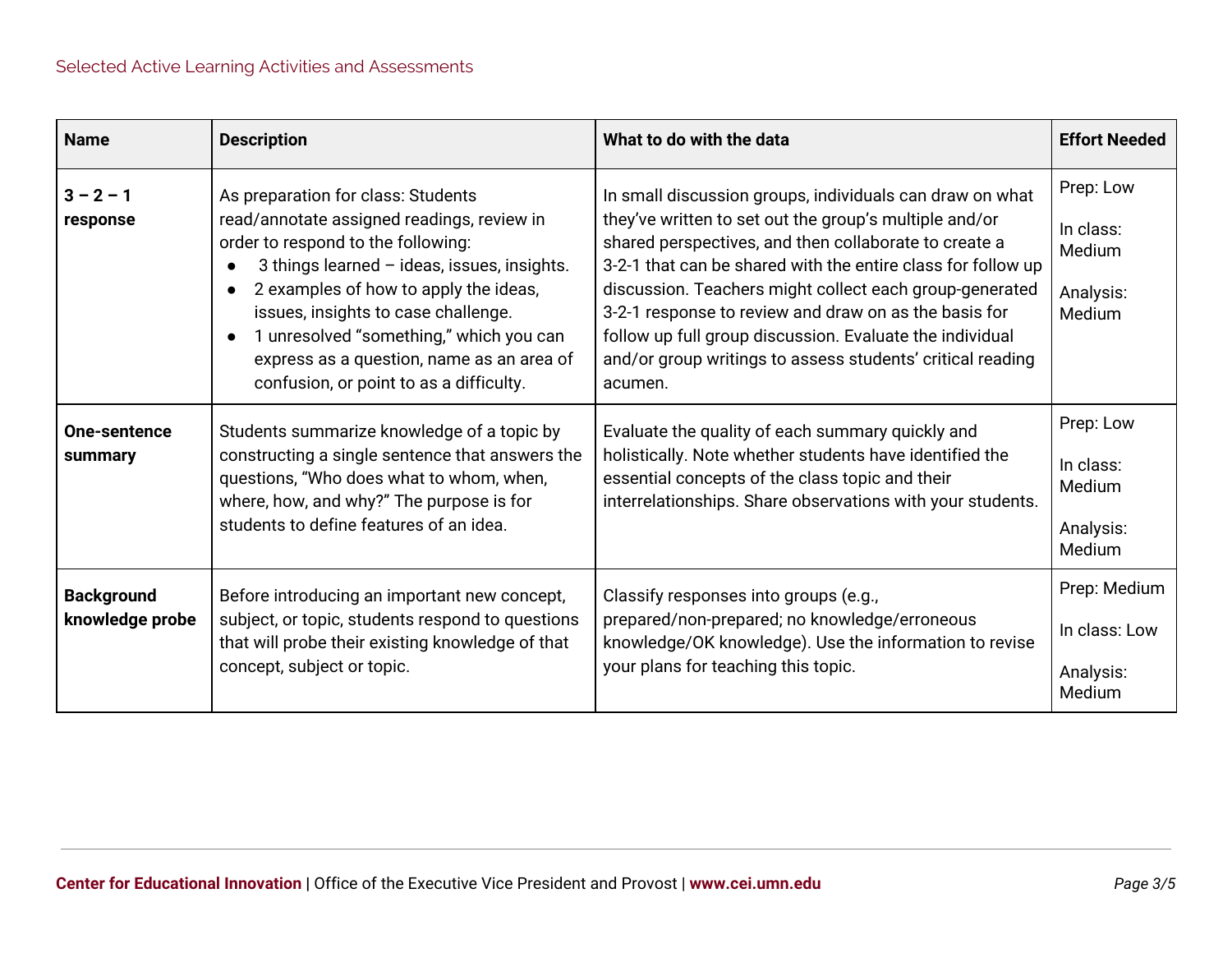Selected Active Learning Activities and Assessments

| Name | Description | What to do with the data | Effort Needed |
|---|---|---|---|
| **3 – 2 – 1 response** | As preparation for class: Students read/annotate assigned readings, review in order to respond to the following:<br>• 3 things learned – ideas, issues, insights.<br>• 2 examples of how to apply the ideas, issues, insights to case challenge.<br>• 1 unresolved "something," which you can express as a question, name as an area of confusion, or point to as a difficulty. | In small discussion groups, individuals can draw on what they've written to set out the group's multiple and/or shared perspectives, and then collaborate to create a 3-2-1 that can be shared with the entire class for follow up discussion. Teachers might collect each group-generated 3-2-1 response to review and draw on as the basis for follow up full group discussion. Evaluate the individual and/or group writings to assess students' critical reading acumen. | Prep: Low<br>In class: Medium<br>Analysis: Medium |
| **One-sentence summary** | Students summarize knowledge of a topic by constructing a single sentence that answers the questions, "Who does what to whom, when, where, how, and why?" The purpose is for students to define features of an idea. | Evaluate the quality of each summary quickly and holistically. Note whether students have identified the essential concepts of the class topic and their interrelationships. Share observations with your students. | Prep: Low<br>In class: Medium<br>Analysis: Medium |
| **Background knowledge probe** | Before introducing an important new concept, subject, or topic, students respond to questions that will probe their existing knowledge of that concept, subject or topic. | Classify responses into groups (e.g., prepared/non-prepared; no knowledge/erroneous knowledge/OK knowledge). Use the information to revise your plans for teaching this topic. | Prep: Medium<br>In class: Low<br>Analysis: Medium |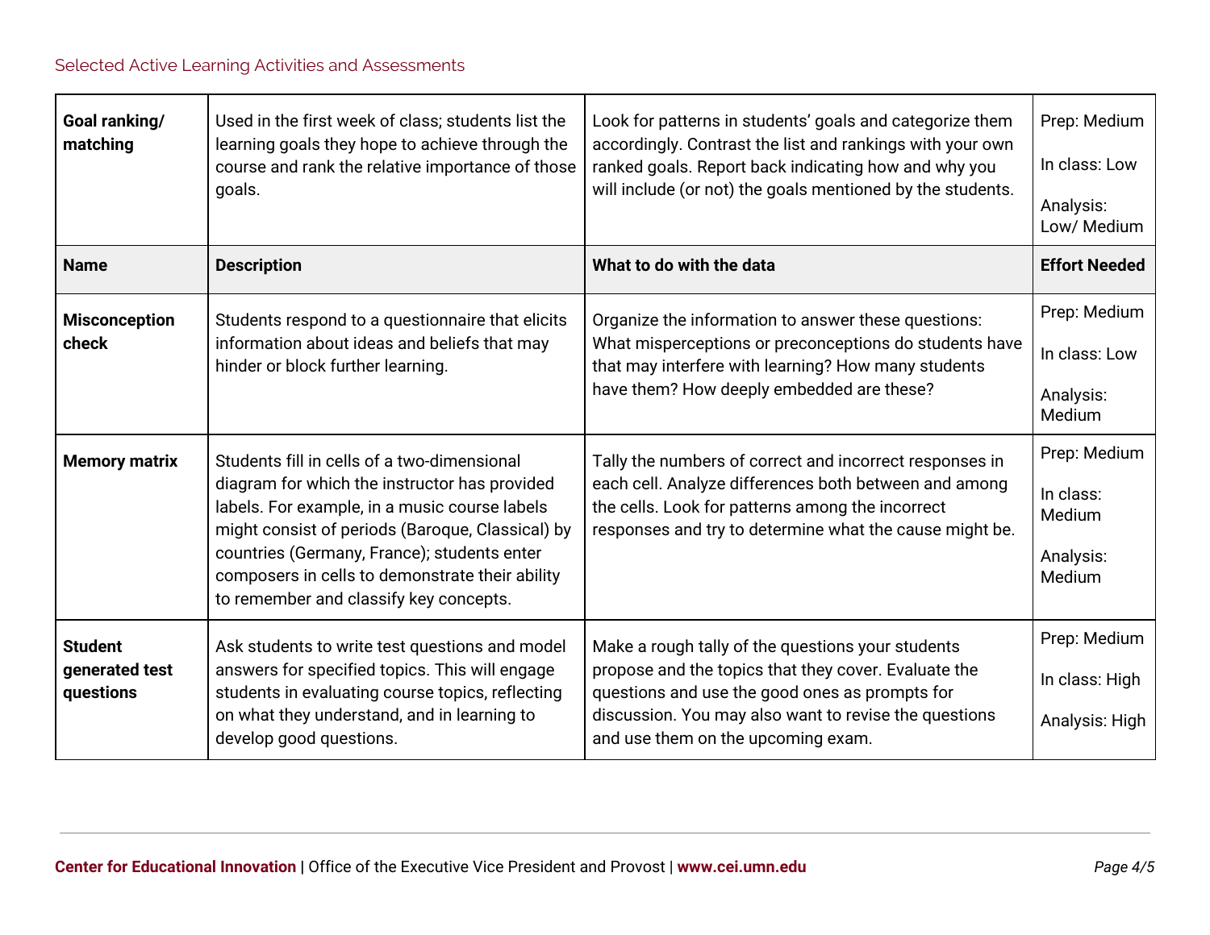Selected Active Learning Activities and Assessments

| **Name** | **Description** | **What to do with the data** | **Effort Needed** |
|---|---|---|---|
| **Goal ranking/ matching** | Used in the first week of class; students list the learning goals they hope to achieve through the course and rank the relative importance of those goals. | Look for patterns in students' goals and categorize them accordingly. Contrast the list and rankings with your own ranked goals. Report back indicating how and why you will include (or not) the goals mentioned by the students. | Prep: Medium<br><br>In class: Low<br><br>Analysis: Low/ Medium |
| **Misconception check** | Students respond to a questionnaire that elicits information about ideas and beliefs that may hinder or block further learning. | Organize the information to answer these questions: What misperceptions or preconceptions do students have that may interfere with learning? How many students have them? How deeply embedded are these? | Prep: Medium<br><br>In class: Low<br><br>Analysis: Medium |
| **Memory matrix** | Students fill in cells of a two-dimensional diagram for which the instructor has provided labels. For example, in a music course labels might consist of periods (Baroque, Classical) by countries (Germany, France); students enter composers in cells to demonstrate their ability to remember and classify key concepts. | Tally the numbers of correct and incorrect responses in each cell. Analyze differences both between and among the cells. Look for patterns among the incorrect responses and try to determine what the cause might be. | Prep: Medium<br><br>In class: Medium<br><br>Analysis: Medium |
| **Student generated test questions** | Ask students to write test questions and model answers for specified topics. This will engage students in evaluating course topics, reflecting on what they understand, and in learning to develop good questions. | Make a rough tally of the questions your students propose and the topics that they cover. Evaluate the questions and use the good ones as prompts for discussion. You may also want to revise the questions and use them on the upcoming exam. | Prep: Medium<br><br>In class: High<br><br>Analysis: High |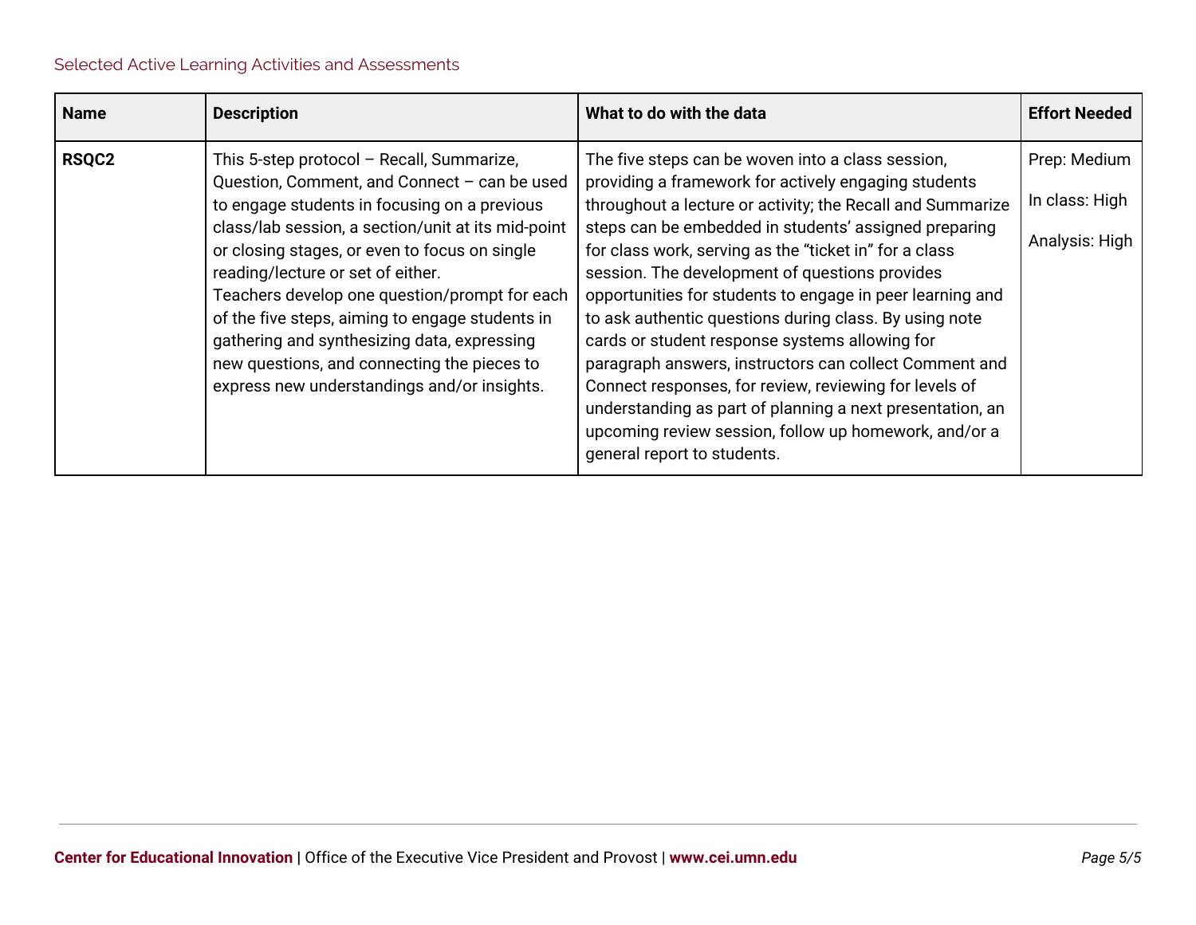Selected Active Learning Activities and Assessments

| Name | Description | What to do with the data | Effort Needed |
|---|---|---|---|
| **RSQC2** | This 5-step protocol – Recall, Summarize, Question, Comment, and Connect – can be used to engage students in focusing on a previous class/lab session, a section/unit at its mid-point or closing stages, or even to focus on single reading/lecture or set of either. Teachers develop one question/prompt for each of the five steps, aiming to engage students in gathering and synthesizing data, expressing new questions, and connecting the pieces to express new understandings and/or insights. | The five steps can be woven into a class session, providing a framework for actively engaging students throughout a lecture or activity; the Recall and Summarize steps can be embedded in students' assigned preparing for class work, serving as the "ticket in" for a class session. The development of questions provides opportunities for students to engage in peer learning and to ask authentic questions during class. By using note cards or student response systems allowing for paragraph answers, instructors can collect Comment and Connect responses, for review, reviewing for levels of understanding as part of planning a next presentation, an upcoming review session, follow up homework, and/or a general report to students. | Prep: Medium<br><br>In class: High<br><br>Analysis: High |